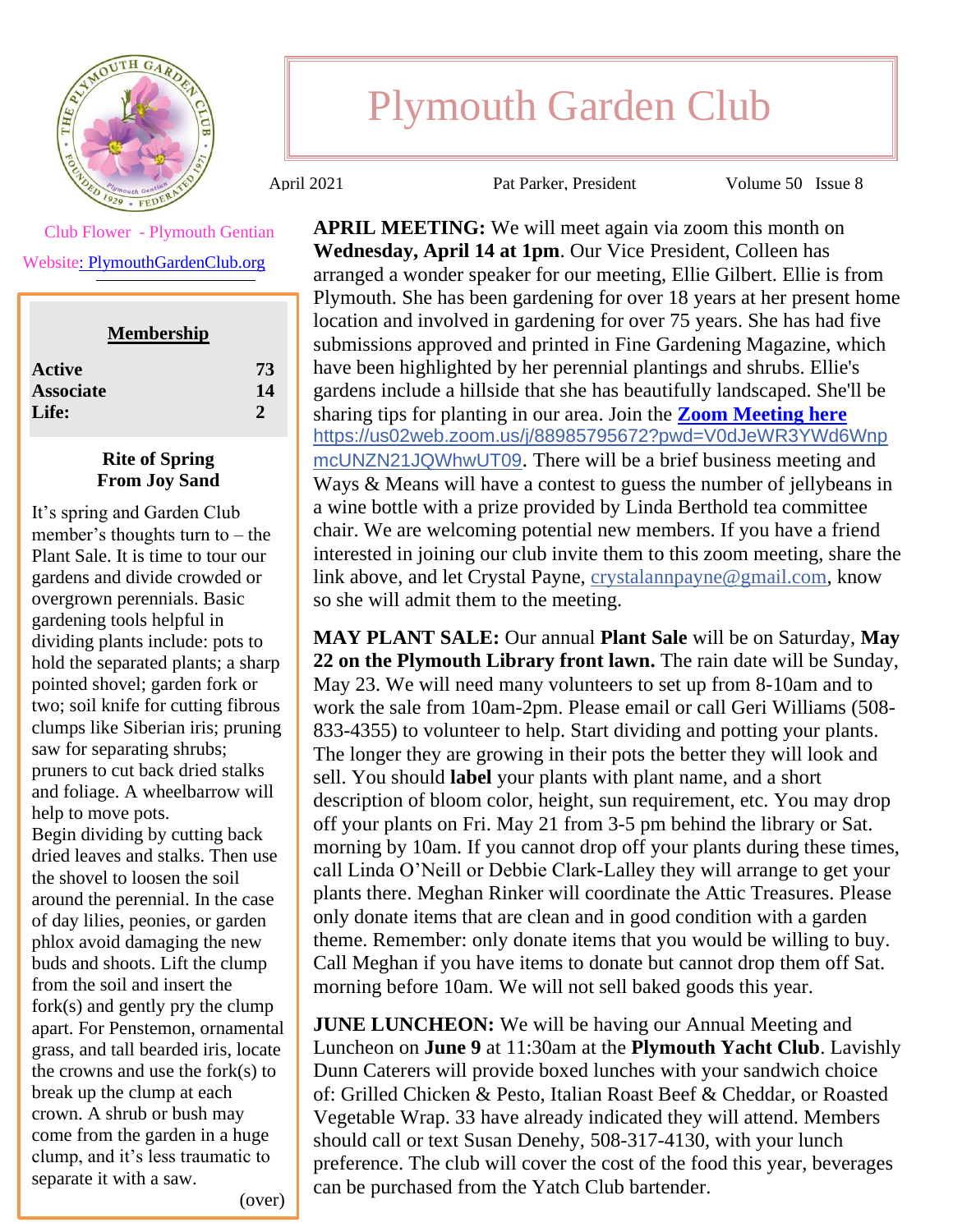# Plymouth Garden Club

April 2021 | Pat Parker, President | Volume 50 Issue 8

Club Flower - Plymouth Gentian

Website: PlymouthGardenClub.org

**Membership**

| | |
|---|---|
| **Active** | **73** |
| **Associate** | **14** |
| **Life:** | **2** |

**Rite of Spring**
**From Joy Sand**

It's spring and Garden Club member's thoughts turn to – the Plant Sale. It is time to tour our gardens and divide crowded or overgrown perennials. Basic gardening tools helpful in dividing plants include: pots to hold the separated plants; a sharp pointed shovel; garden fork or two; soil knife for cutting fibrous clumps like Siberian iris; pruning saw for separating shrubs; pruners to cut back dried stalks and foliage. A wheelbarrow will help to move pots.

Begin dividing by cutting back dried leaves and stalks. Then use the shovel to loosen the soil around the perennial. In the case of day lilies, peonies, or garden phlox avoid damaging the new buds and shoots. Lift the clump from the soil and insert the fork(s) and gently pry the clump apart. For Penstemon, ornamental grass, and tall bearded iris, locate the crowns and use the fork(s) to break up the clump at each crown. A shrub or bush may come from the garden in a huge clump, and it's less traumatic to separate it with a saw.

(over)

**APRIL MEETING:** We will meet again via zoom this month on **Wednesday, April 14 at 1pm**. Our Vice President, Colleen has arranged a wonder speaker for our meeting, Ellie Gilbert. Ellie is from Plymouth. She has been gardening for over 18 years at her present home location and involved in gardening for over 75 years. She has had five submissions approved and printed in Fine Gardening Magazine, which have been highlighted by her perennial plantings and shrubs. Ellie's gardens include a hillside that she has beautifully landscaped. She'll be sharing tips for planting in our area. Join the **Zoom Meeting here** https://us02web.zoom.us/j/88985795672?pwd=V0dJeWR3YWd6WnpmcUNZN21JQWhwUT09. There will be a brief business meeting and Ways & Means will have a contest to guess the number of jellybeans in a wine bottle with a prize provided by Linda Berthold tea committee chair. We are welcoming potential new members. If you have a friend interested in joining our club invite them to this zoom meeting, share the link above, and let Crystal Payne, crystalannpayne@gmail.com, know so she will admit them to the meeting.

**MAY PLANT SALE:** Our annual **Plant Sale** will be on Saturday, **May 22 on the Plymouth Library front lawn.** The rain date will be Sunday, May 23. We will need many volunteers to set up from 8-10am and to work the sale from 10am-2pm. Please email or call Geri Williams (508-833-4355) to volunteer to help. Start dividing and potting your plants. The longer they are growing in their pots the better they will look and sell. You should **label** your plants with plant name, and a short description of bloom color, height, sun requirement, etc. You may drop off your plants on Fri. May 21 from 3-5 pm behind the library or Sat. morning by 10am. If you cannot drop off your plants during these times, call Linda O'Neill or Debbie Clark-Lalley they will arrange to get your plants there. Meghan Rinker will coordinate the Attic Treasures. Please only donate items that are clean and in good condition with a garden theme. Remember: only donate items that you would be willing to buy. Call Meghan if you have items to donate but cannot drop them off Sat. morning before 10am. We will not sell baked goods this year.

**JUNE LUNCHEON:** We will be having our Annual Meeting and Luncheon on **June 9** at 11:30am at the **Plymouth Yacht Club**. Lavishly Dunn Caterers will provide boxed lunches with your sandwich choice of: Grilled Chicken & Pesto, Italian Roast Beef & Cheddar, or Roasted Vegetable Wrap. 33 have already indicated they will attend. Members should call or text Susan Denehy, 508-317-4130, with your lunch preference. The club will cover the cost of the food this year, beverages can be purchased from the Yatch Club bartender.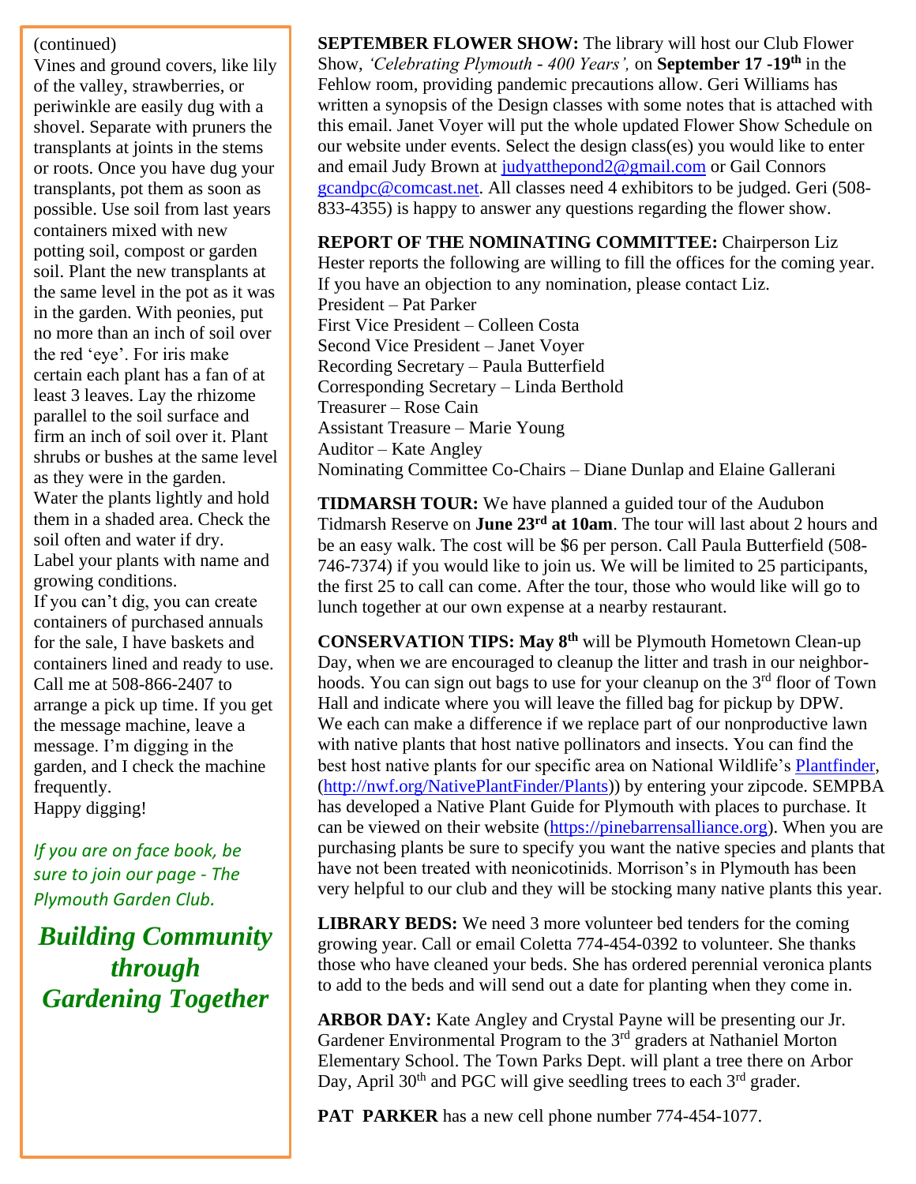(continued)
Vines and ground covers, like lily of the valley, strawberries, or periwinkle are easily dug with a shovel. Separate with pruners the transplants at joints in the stems or roots. Once you have dug your transplants, pot them as soon as possible. Use soil from last years containers mixed with new potting soil, compost or garden soil. Plant the new transplants at the same level in the pot as it was in the garden. With peonies, put no more than an inch of soil over the red 'eye'. For iris make certain each plant has a fan of at least 3 leaves. Lay the rhizome parallel to the soil surface and firm an inch of soil over it. Plant shrubs or bushes at the same level as they were in the garden. Water the plants lightly and hold them in a shaded area. Check the soil often and water if dry. Label your plants with name and growing conditions.
If you can't dig, you can create containers of purchased annuals for the sale, I have baskets and containers lined and ready to use. Call me at 508-866-2407 to arrange a pick up time. If you get the message machine, leave a message. I'm digging in the garden, and I check the machine frequently.
Happy digging!

*If you are on face book, be sure to join our page - The Plymouth Garden Club.*

***Building Community through Gardening Together***

**SEPTEMBER FLOWER SHOW:** The library will host our Club Flower Show, *'Celebrating Plymouth - 400 Years',* on **September 17 -19th** in the Fehlow room, providing pandemic precautions allow. Geri Williams has written a synopsis of the Design classes with some notes that is attached with this email. Janet Voyer will put the whole updated Flower Show Schedule on our website under events. Select the design class(es) you would like to enter and email Judy Brown at judyatthepond2@gmail.com or Gail Connors gcandpc@comcast.net. All classes need 4 exhibitors to be judged. Geri (508-833-4355) is happy to answer any questions regarding the flower show.

**REPORT OF THE NOMINATING COMMITTEE:** Chairperson Liz Hester reports the following are willing to fill the offices for the coming year. If you have an objection to any nomination, please contact Liz.
President – Pat Parker
First Vice President – Colleen Costa
Second Vice President – Janet Voyer
Recording Secretary – Paula Butterfield
Corresponding Secretary – Linda Berthold
Treasurer – Rose Cain
Assistant Treasure – Marie Young
Auditor – Kate Angley
Nominating Committee Co-Chairs – Diane Dunlap and Elaine Gallerani

**TIDMARSH TOUR:** We have planned a guided tour of the Audubon Tidmarsh Reserve on **June 23rd at 10am**. The tour will last about 2 hours and be an easy walk. The cost will be $6 per person. Call Paula Butterfield (508-746-7374) if you would like to join us. We will be limited to 25 participants, the first 25 to call can come. After the tour, those who would like will go to lunch together at our own expense at a nearby restaurant.

**CONSERVATION TIPS: May 8th** will be Plymouth Hometown Clean-up Day, when we are encouraged to cleanup the litter and trash in our neighborhoods. You can sign out bags to use for your cleanup on the 3rd floor of Town Hall and indicate where you will leave the filled bag for pickup by DPW.
We each can make a difference if we replace part of our nonproductive lawn with native plants that host native pollinators and insects. You can find the best host native plants for our specific area on National Wildlife's Plantfinder, (http://nwf.org/NativePlantFinder/Plants)) by entering your zipcode. SEMPBA has developed a Native Plant Guide for Plymouth with places to purchase. It can be viewed on their website (https://pinebarrensalliance.org). When you are purchasing plants be sure to specify you want the native species and plants that have not been treated with neonicotinids. Morrison's in Plymouth has been very helpful to our club and they will be stocking many native plants this year.

**LIBRARY BEDS:** We need 3 more volunteer bed tenders for the coming growing year. Call or email Coletta 774-454-0392 to volunteer. She thanks those who have cleaned your beds. She has ordered perennial veronica plants to add to the beds and will send out a date for planting when they come in.

**ARBOR DAY:** Kate Angley and Crystal Payne will be presenting our Jr. Gardener Environmental Program to the 3rd graders at Nathaniel Morton Elementary School. The Town Parks Dept. will plant a tree there on Arbor Day, April 30th and PGC will give seedling trees to each 3rd grader.

**PAT PARKER** has a new cell phone number 774-454-1077.